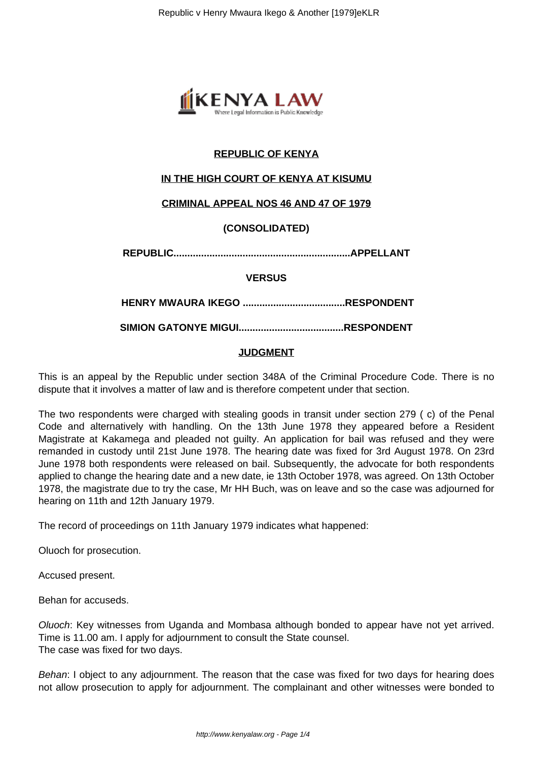**REPUBLIC OF KENYA**

**IN THE HIGH COURT OF KENYA AT KISUMU**

**CRIMINAL APPEAL NOS 46 AND 47 OF 1979**

**(CONSOLIDATED)**

**REPUBLIC................................................................APPELLANT**

**VERSUS**

**HENRY MWAURA IKEGO .....................................RESPONDENT**

**SIMION GATONYE MIGUI......................................RESPONDENT**

**JUDGMENT**

This is an appeal by the Republic under section 348A of the Criminal Procedure Code. There is no dispute that it involves a matter of law and is therefore competent under that section.

The two respondents were charged with stealing goods in transit under section 279 ( c) of the Penal Code and alternatively with handling. On the 13th June 1978 they appeared before a Resident Magistrate at Kakamega and pleaded not guilty. An application for bail was refused and they were remanded in custody until 21st June 1978. The hearing date was fixed for 3rd August 1978. On 23rd June 1978 both respondents were released on bail. Subsequently, the advocate for both respondents applied to change the hearing date and a new date, ie 13th October 1978, was agreed. On 13th October 1978, the magistrate due to try the case, Mr HH Buch, was on leave and so the case was adjourned for hearing on 11th and 12th January 1979.

The record of proceedings on 11th January 1979 indicates what happened:

Oluoch for prosecution.

Accused present.

Behan for accuseds.

*Oluoch*: Key witnesses from Uganda and Mombasa although bonded to appear have not yet arrived. Time is 11.00 am. I apply for adjournment to consult the State counsel.
The case was fixed for two days.

*Behan*: I object to any adjournment. The reason that the case was fixed for two days for hearing does not allow prosecution to apply for adjournment. The complainant and other witnesses were bonded to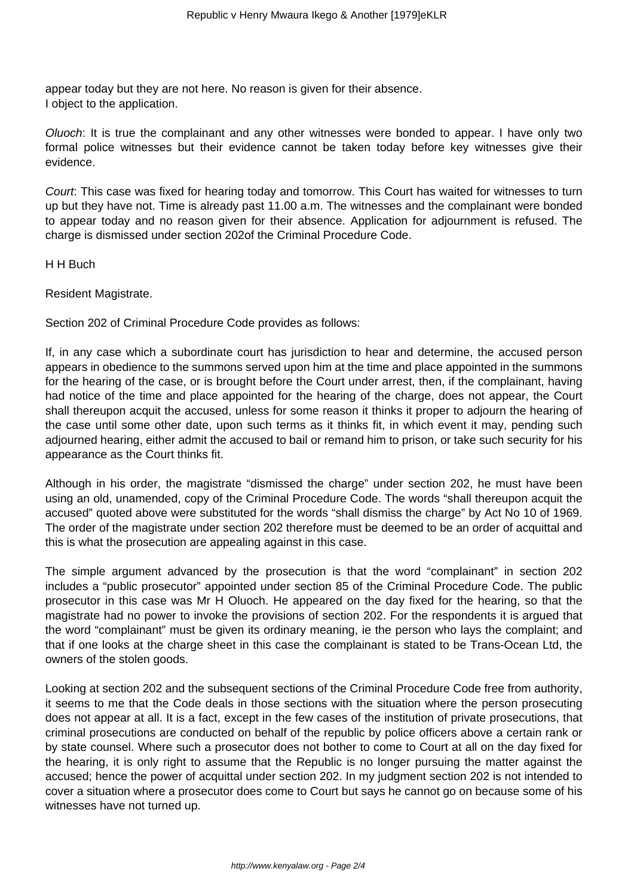appear today but they are not here. No reason is given for their absence.
I object to the application.

*Oluoch*: It is true the complainant and any other witnesses were bonded to appear. I have only two formal police witnesses but their evidence cannot be taken today before key witnesses give their evidence.

*Court*: This case was fixed for hearing today and tomorrow. This Court has waited for witnesses to turn up but they have not. Time is already past 11.00 a.m. The witnesses and the complainant were bonded to appear today and no reason given for their absence. Application for adjournment is refused. The charge is dismissed under section 202of the Criminal Procedure Code.

H H Buch

Resident Magistrate.

Section 202 of Criminal Procedure Code provides as follows:

If, in any case which a subordinate court has jurisdiction to hear and determine, the accused person appears in obedience to the summons served upon him at the time and place appointed in the summons for the hearing of the case, or is brought before the Court under arrest, then, if the complainant, having had notice of the time and place appointed for the hearing of the charge, does not appear, the Court shall thereupon acquit the accused, unless for some reason it thinks it proper to adjourn the hearing of the case until some other date, upon such terms as it thinks fit, in which event it may, pending such adjourned hearing, either admit the accused to bail or remand him to prison, or take such security for his appearance as the Court thinks fit.

Although in his order, the magistrate "dismissed the charge" under section 202, he must have been using an old, unamended, copy of the Criminal Procedure Code. The words "shall thereupon acquit the accused" quoted above were substituted for the words "shall dismiss the charge" by Act No 10 of 1969. The order of the magistrate under section 202 therefore must be deemed to be an order of acquittal and this is what the prosecution are appealing against in this case.

The simple argument advanced by the prosecution is that the word "complainant" in section 202 includes a "public prosecutor" appointed under section 85 of the Criminal Procedure Code. The public prosecutor in this case was Mr H Oluoch. He appeared on the day fixed for the hearing, so that the magistrate had no power to invoke the provisions of section 202. For the respondents it is argued that the word "complainant" must be given its ordinary meaning, ie the person who lays the complaint; and that if one looks at the charge sheet in this case the complainant is stated to be Trans-Ocean Ltd, the owners of the stolen goods.

Looking at section 202 and the subsequent sections of the Criminal Procedure Code free from authority, it seems to me that the Code deals in those sections with the situation where the person prosecuting does not appear at all. It is a fact, except in the few cases of the institution of private prosecutions, that criminal prosecutions are conducted on behalf of the republic by police officers above a certain rank or by state counsel. Where such a prosecutor does not bother to come to Court at all on the day fixed for the hearing, it is only right to assume that the Republic is no longer pursuing the matter against the accused; hence the power of acquittal under section 202. In my judgment section 202 is not intended to cover a situation where a prosecutor does come to Court but says he cannot go on because some of his witnesses have not turned up.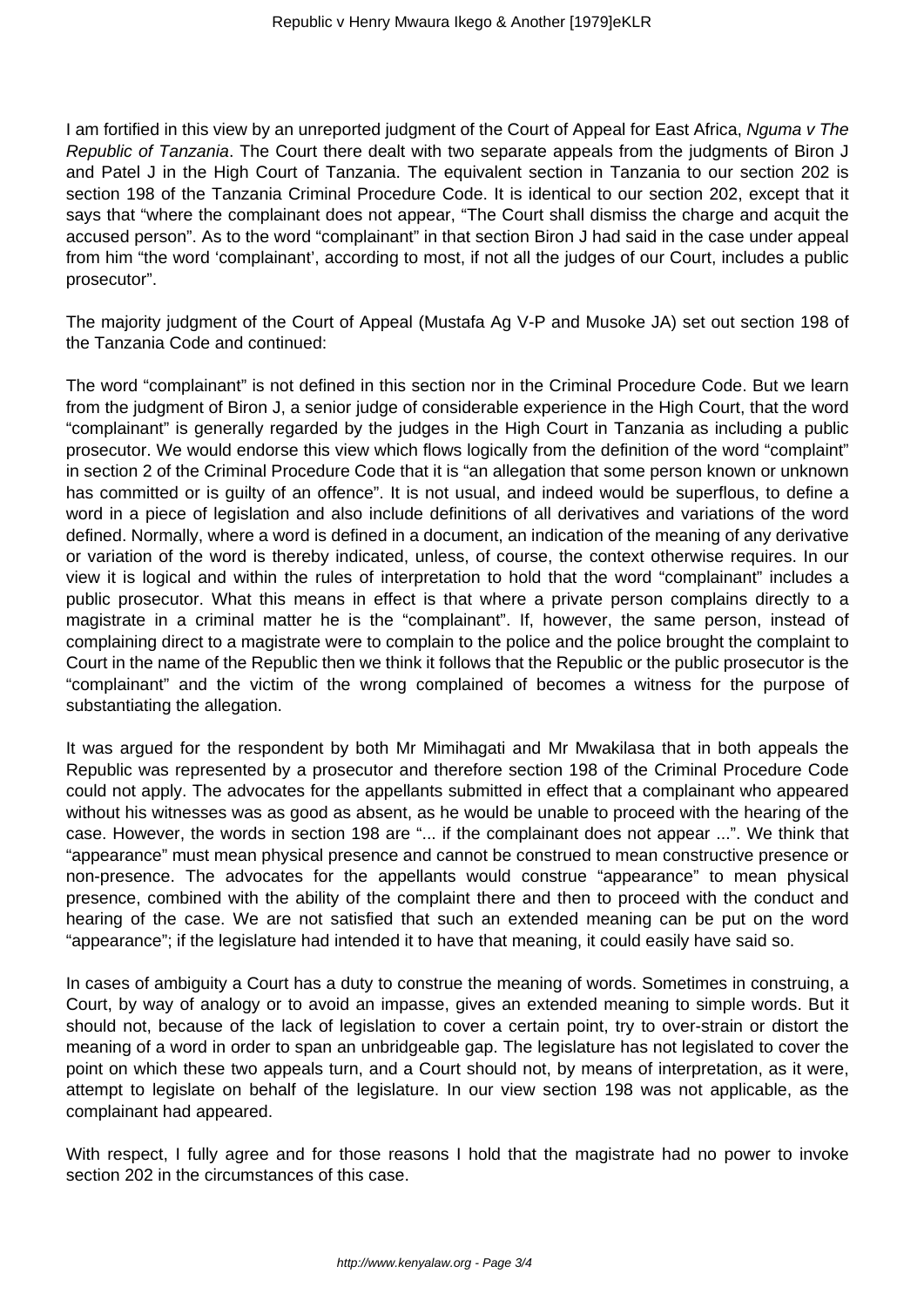I am fortified in this view by an unreported judgment of the Court of Appeal for East Africa, *Nguma v The Republic of Tanzania*. The Court there dealt with two separate appeals from the judgments of Biron J and Patel J in the High Court of Tanzania. The equivalent section in Tanzania to our section 202 is section 198 of the Tanzania Criminal Procedure Code. It is identical to our section 202, except that it says that "where the complainant does not appear, "The Court shall dismiss the charge and acquit the accused person". As to the word "complainant" in that section Biron J had said in the case under appeal from him "the word 'complainant', according to most, if not all the judges of our Court, includes a public prosecutor".

The majority judgment of the Court of Appeal (Mustafa Ag V-P and Musoke JA) set out section 198 of the Tanzania Code and continued:

The word "complainant" is not defined in this section nor in the Criminal Procedure Code. But we learn from the judgment of Biron J, a senior judge of considerable experience in the High Court, that the word "complainant" is generally regarded by the judges in the High Court in Tanzania as including a public prosecutor. We would endorse this view which flows logically from the definition of the word "complaint" in section 2 of the Criminal Procedure Code that it is "an allegation that some person known or unknown has committed or is guilty of an offence". It is not usual, and indeed would be superflous, to define a word in a piece of legislation and also include definitions of all derivatives and variations of the word defined. Normally, where a word is defined in a document, an indication of the meaning of any derivative or variation of the word is thereby indicated, unless, of course, the context otherwise requires. In our view it is logical and within the rules of interpretation to hold that the word "complainant" includes a public prosecutor. What this means in effect is that where a private person complains directly to a magistrate in a criminal matter he is the "complainant". If, however, the same person, instead of complaining direct to a magistrate were to complain to the police and the police brought the complaint to Court in the name of the Republic then we think it follows that the Republic or the public prosecutor is the "complainant" and the victim of the wrong complained of becomes a witness for the purpose of substantiating the allegation.

It was argued for the respondent by both Mr Mimihagati and Mr Mwakilasa that in both appeals the Republic was represented by a prosecutor and therefore section 198 of the Criminal Procedure Code could not apply. The advocates for the appellants submitted in effect that a complainant who appeared without his witnesses was as good as absent, as he would be unable to proceed with the hearing of the case. However, the words in section 198 are "... if the complainant does not appear ...". We think that "appearance" must mean physical presence and cannot be construed to mean constructive presence or non-presence. The advocates for the appellants would construe "appearance" to mean physical presence, combined with the ability of the complaint there and then to proceed with the conduct and hearing of the case. We are not satisfied that such an extended meaning can be put on the word "appearance"; if the legislature had intended it to have that meaning, it could easily have said so.

In cases of ambiguity a Court has a duty to construe the meaning of words. Sometimes in construing, a Court, by way of analogy or to avoid an impasse, gives an extended meaning to simple words. But it should not, because of the lack of legislation to cover a certain point, try to over-strain or distort the meaning of a word in order to span an unbridgeable gap. The legislature has not legislated to cover the point on which these two appeals turn, and a Court should not, by means of interpretation, as it were, attempt to legislate on behalf of the legislature. In our view section 198 was not applicable, as the complainant had appeared.

With respect, I fully agree and for those reasons I hold that the magistrate had no power to invoke section 202 in the circumstances of this case.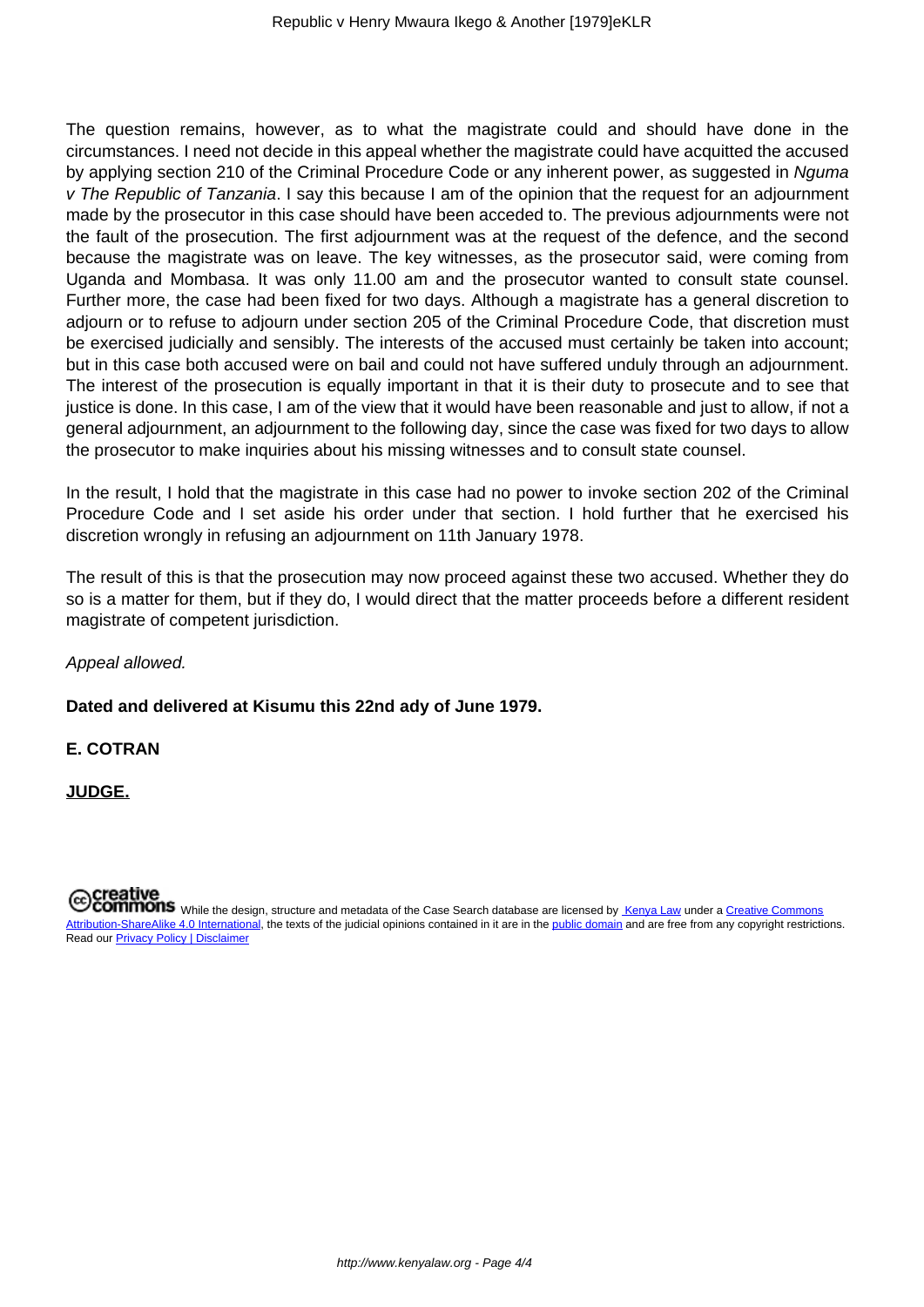The question remains, however, as to what the magistrate could and should have done in the circumstances. I need not decide in this appeal whether the magistrate could have acquitted the accused by applying section 210 of the Criminal Procedure Code or any inherent power, as suggested in *Nguma v The Republic of Tanzania*. I say this because I am of the opinion that the request for an adjournment made by the prosecutor in this case should have been acceded to. The previous adjournments were not the fault of the prosecution. The first adjournment was at the request of the defence, and the second because the magistrate was on leave. The key witnesses, as the prosecutor said, were coming from Uganda and Mombasa. It was only 11.00 am and the prosecutor wanted to consult state counsel. Further more, the case had been fixed for two days. Although a magistrate has a general discretion to adjourn or to refuse to adjourn under section 205 of the Criminal Procedure Code, that discretion must be exercised judicially and sensibly. The interests of the accused must certainly be taken into account; but in this case both accused were on bail and could not have suffered unduly through an adjournment. The interest of the prosecution is equally important in that it is their duty to prosecute and to see that justice is done. In this case, I am of the view that it would have been reasonable and just to allow, if not a general adjournment, an adjournment to the following day, since the case was fixed for two days to allow the prosecutor to make inquiries about his missing witnesses and to consult state counsel.

In the result, I hold that the magistrate in this case had no power to invoke section 202 of the Criminal Procedure Code and I set aside his order under that section. I hold further that he exercised his discretion wrongly in refusing an adjournment on 11th January 1978.

The result of this is that the prosecution may now proceed against these two accused. Whether they do so is a matter for them, but if they do, I would direct that the matter proceeds before a different resident magistrate of competent jurisdiction.

*Appeal allowed.*

**Dated and delivered at Kisumu this 22nd ady of June 1979.**

**E. COTRAN**

**JUDGE.**

While the design, structure and metadata of the Case Search database are licensed by Kenya Law under a Creative Commons Attribution-ShareAlike 4.0 International, the texts of the judicial opinions contained in it are in the public domain and are free from any copyright restrictions. Read our Privacy Policy | Disclaimer